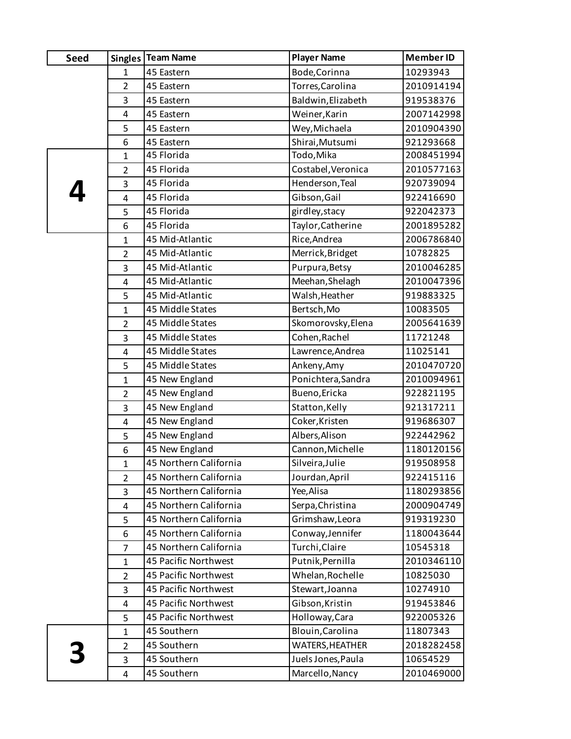| Seed | Singles | Team Name | Player Name | Member ID |
|---|---|---|---|---|
| | 1 | 45 Eastern | Bode,Corinna | 10293943 |
| | 2 | 45 Eastern | Torres,Carolina | 2010914194 |
| | 3 | 45 Eastern | Baldwin,Elizabeth | 919538376 |
| | 4 | 45 Eastern | Weiner,Karin | 2007142998 |
| | 5 | 45 Eastern | Wey,Michaela | 2010904390 |
| | 6 | 45 Eastern | Shirai,Mutsumi | 921293668 |
| 4 | 1 | 45 Florida | Todo,Mika | 2008451994 |
| | 2 | 45 Florida | Costabel,Veronica | 2010577163 |
| | 3 | 45 Florida | Henderson,Teal | 920739094 |
| | 4 | 45 Florida | Gibson,Gail | 922416690 |
| | 5 | 45 Florida | girdley,stacy | 922042373 |
| | 6 | 45 Florida | Taylor,Catherine | 2001895282 |
| | 1 | 45 Mid-Atlantic | Rice,Andrea | 2006786840 |
| | 2 | 45 Mid-Atlantic | Merrick,Bridget | 10782825 |
| | 3 | 45 Mid-Atlantic | Purpura,Betsy | 2010046285 |
| | 4 | 45 Mid-Atlantic | Meehan,Shelagh | 2010047396 |
| | 5 | 45 Mid-Atlantic | Walsh,Heather | 919883325 |
| | 1 | 45 Middle States | Bertsch,Mo | 10083505 |
| | 2 | 45 Middle States | Skomorovsky,Elena | 2005641639 |
| | 3 | 45 Middle States | Cohen,Rachel | 11721248 |
| | 4 | 45 Middle States | Lawrence,Andrea | 11025141 |
| | 5 | 45 Middle States | Ankeny,Amy | 2010470720 |
| | 1 | 45 New England | Ponichtera,Sandra | 2010094961 |
| | 2 | 45 New England | Bueno,Ericka | 922821195 |
| | 3 | 45 New England | Statton,Kelly | 921317211 |
| | 4 | 45 New England | Coker,Kristen | 919686307 |
| | 5 | 45 New England | Albers,Alison | 922442962 |
| | 6 | 45 New England | Cannon,Michelle | 1180120156 |
| | 1 | 45 Northern California | Silveira,Julie | 919508958 |
| | 2 | 45 Northern California | Jourdan,April | 922415116 |
| | 3 | 45 Northern California | Yee,Alisa | 1180293856 |
| | 4 | 45 Northern California | Serpa,Christina | 2000904749 |
| | 5 | 45 Northern California | Grimshaw,Leora | 919319230 |
| | 6 | 45 Northern California | Conway,Jennifer | 1180043644 |
| | 7 | 45 Northern California | Turchi,Claire | 10545318 |
| | 1 | 45 Pacific Northwest | Putnik,Pernilla | 2010346110 |
| | 2 | 45 Pacific Northwest | Whelan,Rochelle | 10825030 |
| | 3 | 45 Pacific Northwest | Stewart,Joanna | 10274910 |
| | 4 | 45 Pacific Northwest | Gibson,Kristin | 919453846 |
| | 5 | 45 Pacific Northwest | Holloway,Cara | 922005326 |
| 3 | 1 | 45 Southern | Blouin,Carolina | 11807343 |
| | 2 | 45 Southern | WATERS,HEATHER | 2018282458 |
| | 3 | 45 Southern | Juels Jones,Paula | 10654529 |
| | 4 | 45 Southern | Marcello,Nancy | 2010469000 |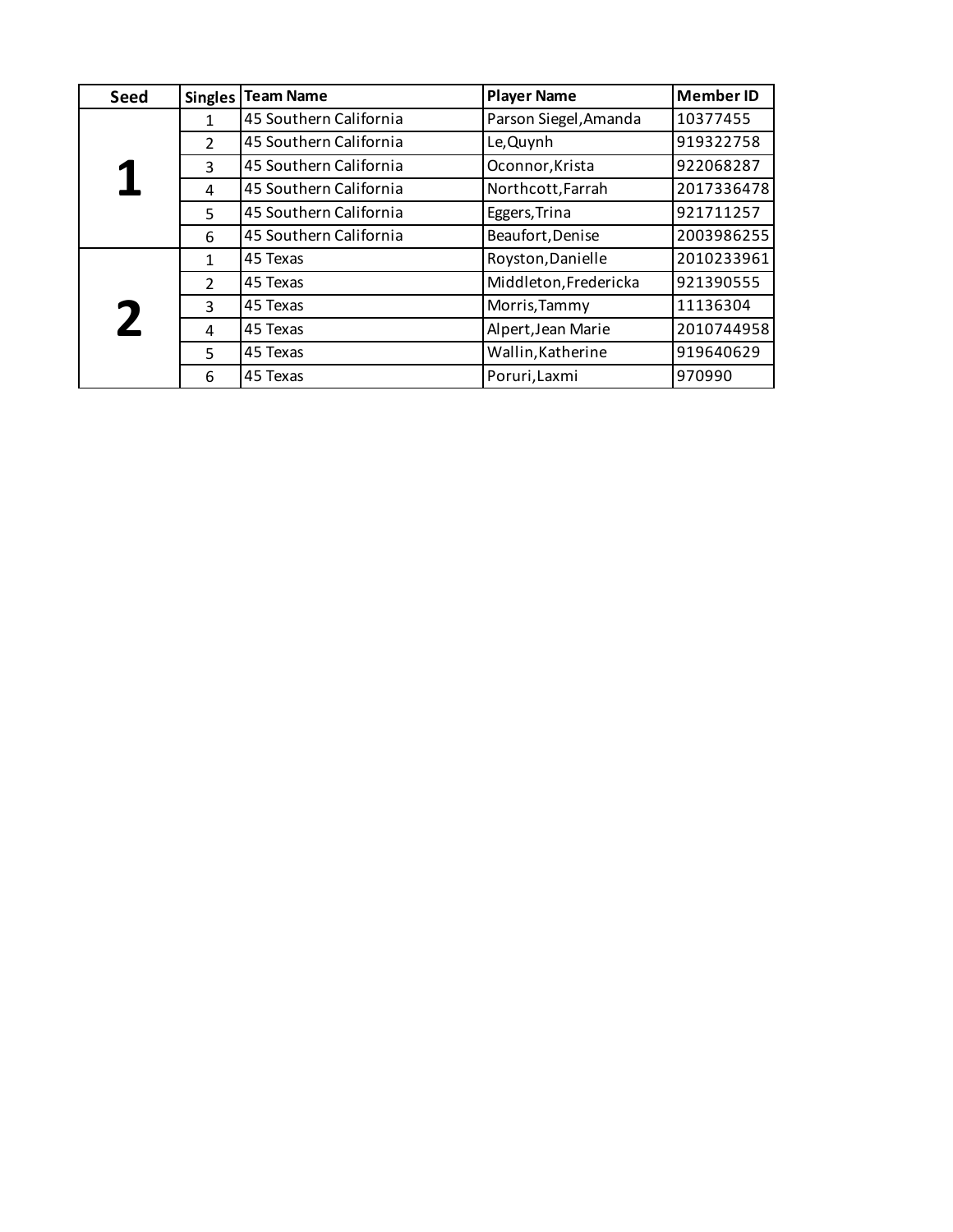| Seed | Singles | Team Name | Player Name | Member ID |
|---|---|---|---|---|
| 1 | 1 | 45 Southern California | Parson Siegel,Amanda | 10377455 |
| | 2 | 45 Southern California | Le,Quynh | 919322758 |
| | 3 | 45 Southern California | Oconnor,Krista | 922068287 |
| | 4 | 45 Southern California | Northcott,Farrah | 2017336478 |
| | 5 | 45 Southern California | Eggers,Trina | 921711257 |
| | 6 | 45 Southern California | Beaufort,Denise | 2003986255 |
| 2 | 1 | 45 Texas | Royston,Danielle | 2010233961 |
| | 2 | 45 Texas | Middleton,Fredericka | 921390555 |
| | 3 | 45 Texas | Morris,Tammy | 11136304 |
| | 4 | 45 Texas | Alpert,Jean Marie | 2010744958 |
| | 5 | 45 Texas | Wallin,Katherine | 919640629 |
| | 6 | 45 Texas | Poruri,Laxmi | 970990 |